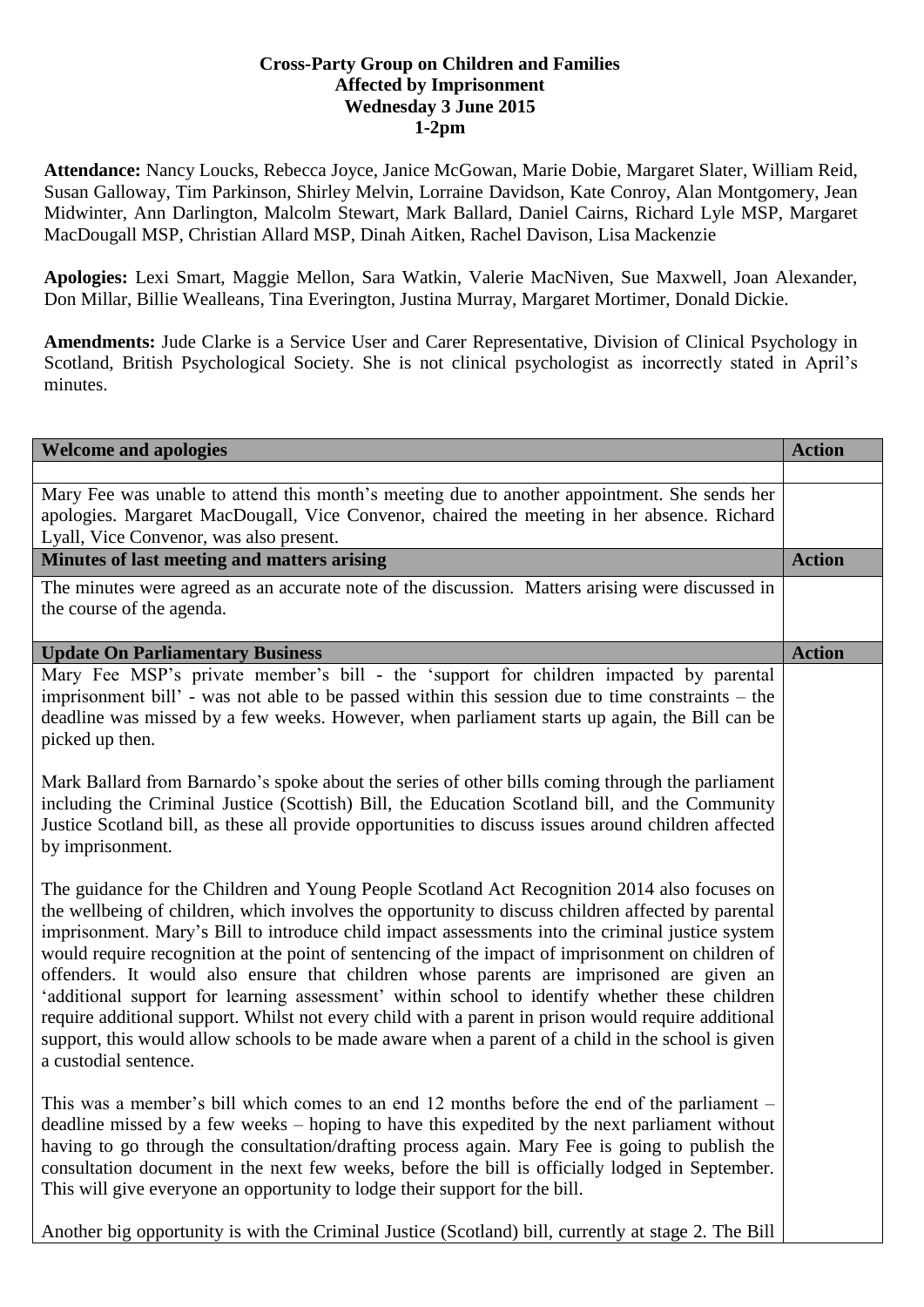**Cross-Party Group on Children and Families Affected by Imprisonment**
**Wednesday 3 June 2015**
**1-2pm**

**Attendance:** Nancy Loucks, Rebecca Joyce, Janice McGowan, Marie Dobie, Margaret Slater, William Reid, Susan Galloway, Tim Parkinson, Shirley Melvin, Lorraine Davidson, Kate Conroy, Alan Montgomery, Jean Midwinter, Ann Darlington, Malcolm Stewart, Mark Ballard, Daniel Cairns, Richard Lyle MSP, Margaret MacDougall MSP, Christian Allard MSP, Dinah Aitken, Rachel Davison, Lisa Mackenzie

**Apologies:** Lexi Smart, Maggie Mellon, Sara Watkin, Valerie MacNiven, Sue Maxwell, Joan Alexander, Don Millar, Billie Wealleans, Tina Everington, Justina Murray, Margaret Mortimer, Donald Dickie.

**Amendments:** Jude Clarke is a Service User and Carer Representative, Division of Clinical Psychology in Scotland, British Psychological Society. She is not clinical psychologist as incorrectly stated in April's minutes.

| **Welcome and apologies** | **Action** |
|---|---|
| | |
| Mary Fee was unable to attend this month's meeting due to another appointment. She sends her apologies. Margaret MacDougall, Vice Convenor, chaired the meeting in her absence. Richard Lyall, Vice Convenor, was also present. | |
| **Minutes of last meeting and matters arising** | **Action** |
| The minutes were agreed as an accurate note of the discussion. Matters arising were discussed in the course of the agenda. | |
| **Update On Parliamentary Business** | **Action** |
| Mary Fee MSP's private member's bill - the 'support for children impacted by parental imprisonment bill' - was not able to be passed within this session due to time constraints – the deadline was missed by a few weeks. However, when parliament starts up again, the Bill can be picked up then.<br><br>Mark Ballard from Barnardo's spoke about the series of other bills coming through the parliament including the Criminal Justice (Scottish) Bill, the Education Scotland bill, and the Community Justice Scotland bill, as these all provide opportunities to discuss issues around children affected by imprisonment.<br><br>The guidance for the Children and Young People Scotland Act Recognition 2014 also focuses on the wellbeing of children, which involves the opportunity to discuss children affected by parental imprisonment. Mary's Bill to introduce child impact assessments into the criminal justice system would require recognition at the point of sentencing of the impact of imprisonment on children of offenders. It would also ensure that children whose parents are imprisoned are given an 'additional support for learning assessment' within school to identify whether these children require additional support. Whilst not every child with a parent in prison would require additional support, this would allow schools to be made aware when a parent of a child in the school is given a custodial sentence.<br><br>This was a member's bill which comes to an end 12 months before the end of the parliament – deadline missed by a few weeks – hoping to have this expedited by the next parliament without having to go through the consultation/drafting process again. Mary Fee is going to publish the consultation document in the next few weeks, before the bill is officially lodged in September. This will give everyone an opportunity to lodge their support for the bill.<br><br>Another big opportunity is with the Criminal Justice (Scotland) bill, currently at stage 2. The Bill | |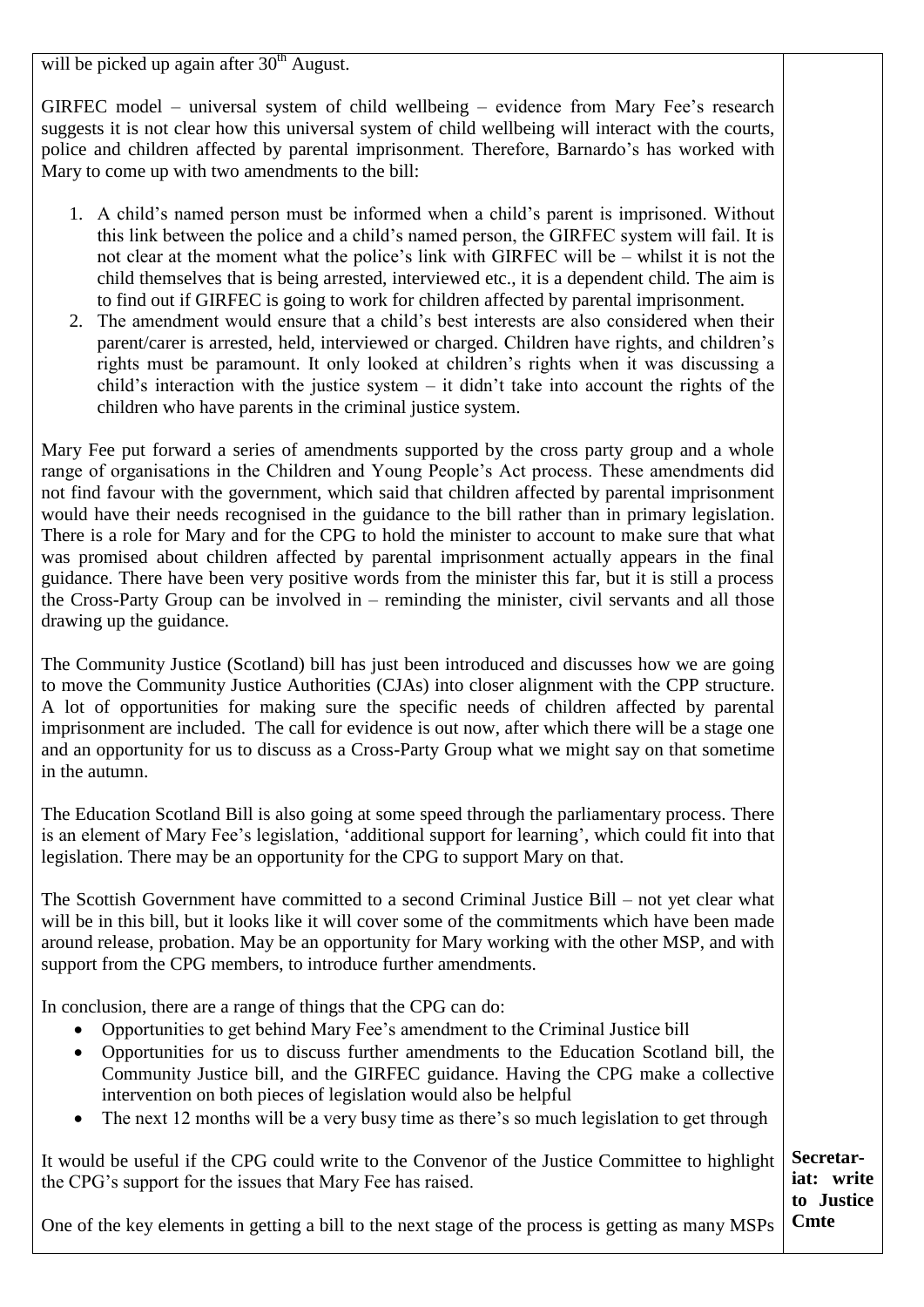| | |
|---|---|
| will be picked up again after 30th August.<br><br>GIRFEC model – universal system of child wellbeing – evidence from Mary Fee's research suggests it is not clear how this universal system of child wellbeing will interact with the courts, police and children affected by parental imprisonment. Therefore, Barnardo's has worked with Mary to come up with two amendments to the bill:<br><br>1. A child's named person must be informed when a child's parent is imprisoned. Without this link between the police and a child's named person, the GIRFEC system will fail. It is not clear at the moment what the police's link with GIRFEC will be – whilst it is not the child themselves that is being arrested, interviewed etc., it is a dependent child. The aim is to find out if GIRFEC is going to work for children affected by parental imprisonment.<br>2. The amendment would ensure that a child's best interests are also considered when their parent/carer is arrested, held, interviewed or charged. Children have rights, and children's rights must be paramount. It only looked at children's rights when it was discussing a child's interaction with the justice system – it didn't take into account the rights of the children who have parents in the criminal justice system.<br><br>Mary Fee put forward a series of amendments supported by the cross party group and a whole range of organisations in the Children and Young People's Act process. These amendments did not find favour with the government, which said that children affected by parental imprisonment would have their needs recognised in the guidance to the bill rather than in primary legislation. There is a role for Mary and for the CPG to hold the minister to account to make sure that what was promised about children affected by parental imprisonment actually appears in the final guidance. There have been very positive words from the minister this far, but it is still a process the Cross-Party Group can be involved in – reminding the minister, civil servants and all those drawing up the guidance.<br><br>The Community Justice (Scotland) bill has just been introduced and discusses how we are going to move the Community Justice Authorities (CJAs) into closer alignment with the CPP structure. A lot of opportunities for making sure the specific needs of children affected by parental imprisonment are included. The call for evidence is out now, after which there will be a stage one and an opportunity for us to discuss as a Cross-Party Group what we might say on that sometime in the autumn.<br><br>The Education Scotland Bill is also going at some speed through the parliamentary process. There is an element of Mary Fee's legislation, 'additional support for learning', which could fit into that legislation. There may be an opportunity for the CPG to support Mary on that.<br><br>The Scottish Government have committed to a second Criminal Justice Bill – not yet clear what will be in this bill, but it looks like it will cover some of the commitments which have been made around release, probation. May be an opportunity for Mary working with the other MSP, and with support from the CPG members, to introduce further amendments.<br><br>In conclusion, there are a range of things that the CPG can do:<br>• Opportunities to get behind Mary Fee's amendment to the Criminal Justice bill<br>• Opportunities for us to discuss further amendments to the Education Scotland bill, the Community Justice bill, and the GIRFEC guidance. Having the CPG make a collective intervention on both pieces of legislation would also be helpful<br>• The next 12 months will be a very busy time as there's so much legislation to get through | |
| It would be useful if the CPG could write to the Convenor of the Justice Committee to highlight the CPG's support for the issues that Mary Fee has raised.<br><br>One of the key elements in getting a bill to the next stage of the process is getting as many MSPs | **Secretariat: write to Justice Cmte** |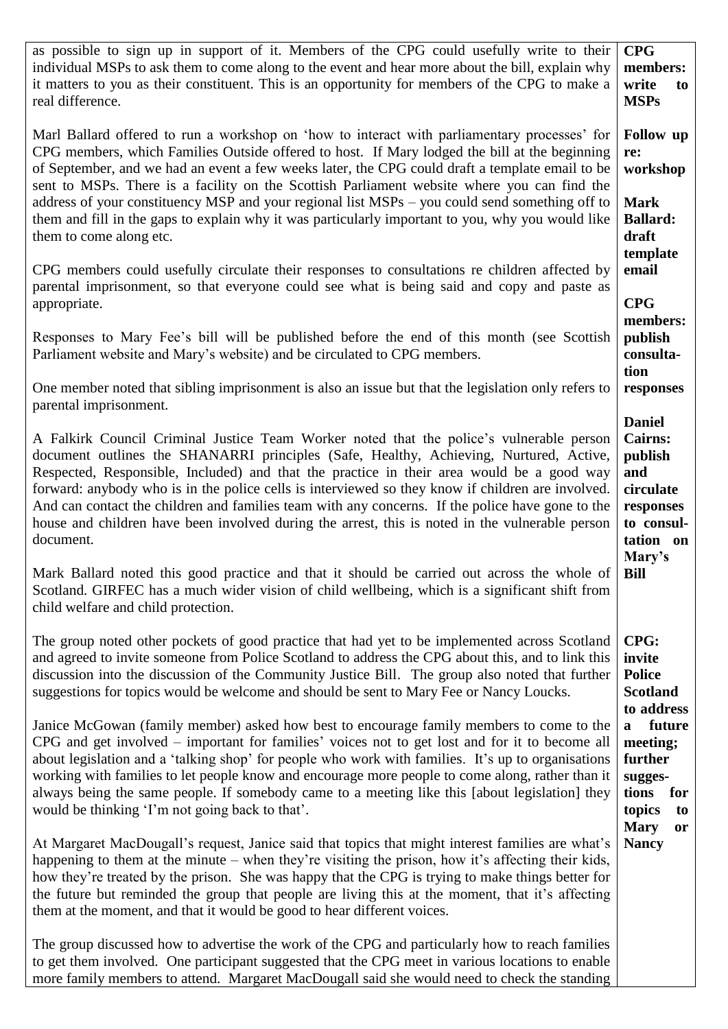| | |
|---|---|
| as possible to sign up in support of it. Members of the CPG could usefully write to their individual MSPs to ask them to come along to the event and hear more about the bill, explain why it matters to you as their constituent. This is an opportunity for members of the CPG to make a real difference. | **CPG members: write to MSPs** |
| Marl Ballard offered to run a workshop on 'how to interact with parliamentary processes' for CPG members, which Families Outside offered to host. If Mary lodged the bill at the beginning of September, and we had an event a few weeks later, the CPG could draft a template email to be sent to MSPs. There is a facility on the Scottish Parliament website where you can find the address of your constituency MSP and your regional list MSPs – you could send something off to them and fill in the gaps to explain why it was particularly important to you, why you would like them to come along etc. | **Follow up re: workshop**<br><br>**Mark Ballard: draft template email** |
| CPG members could usefully circulate their responses to consultations re children affected by parental imprisonment, so that everyone could see what is being said and copy and paste as appropriate. | **CPG members: publish consultation responses** |
| Responses to Mary Fee's bill will be published before the end of this month (see Scottish Parliament website and Mary's website) and be circulated to CPG members. | **Daniel Cairns: publish and circulate responses to consultation on Mary's Bill** |
| One member noted that sibling imprisonment is also an issue but that the legislation only refers to parental imprisonment. | |
| A Falkirk Council Criminal Justice Team Worker noted that the police's vulnerable person document outlines the SHANARRI principles (Safe, Healthy, Achieving, Nurtured, Active, Respected, Responsible, Included) and that the practice in their area would be a good way forward: anybody who is in the police cells is interviewed so they know if children are involved. And can contact the children and families team with any concerns. If the police have gone to the house and children have been involved during the arrest, this is noted in the vulnerable person document. | |
| Mark Ballard noted this good practice and that it should be carried out across the whole of Scotland. GIRFEC has a much wider vision of child wellbeing, which is a significant shift from child welfare and child protection. | |
| The group noted other pockets of good practice that had yet to be implemented across Scotland and agreed to invite someone from Police Scotland to address the CPG about this, and to link this discussion into the discussion of the Community Justice Bill. The group also noted that further suggestions for topics would be welcome and should be sent to Mary Fee or Nancy Loucks. | **CPG: invite Police Scotland to address a future meeting; further suggestions for topics to Mary or Nancy** |
| Janice McGowan (family member) asked how best to encourage family members to come to the CPG and get involved – important for families' voices not to get lost and for it to become all about legislation and a 'talking shop' for people who work with families. It's up to organisations working with families to let people know and encourage more people to come along, rather than it always being the same people. If somebody came to a meeting like this [about legislation] they would be thinking 'I'm not going back to that'. | |
| At Margaret MacDougall's request, Janice said that topics that might interest families are what's happening to them at the minute – when they're visiting the prison, how it's affecting their kids, how they're treated by the prison. She was happy that the CPG is trying to make things better for the future but reminded the group that people are living this at the moment, that it's affecting them at the moment, and that it would be good to hear different voices. | |
| The group discussed how to advertise the work of the CPG and particularly how to reach families to get them involved. One participant suggested that the CPG meet in various locations to enable more family members to attend. Margaret MacDougall said she would need to check the standing | |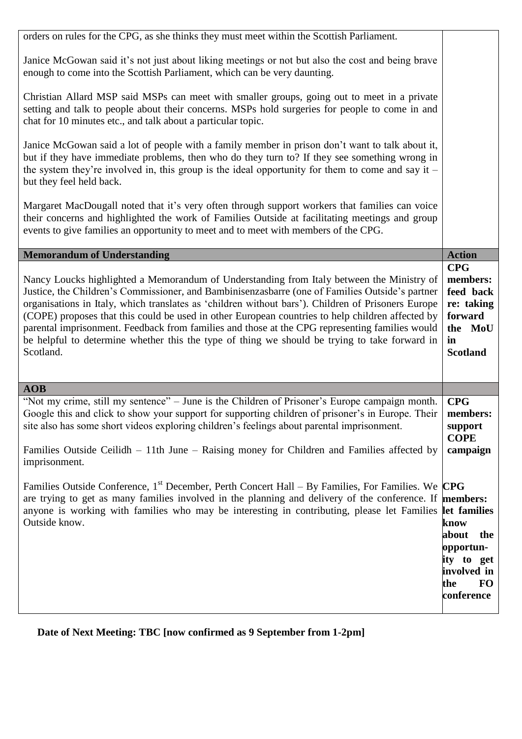| | |
|---|---|
| orders on rules for the CPG, as she thinks they must meet within the Scottish Parliament.<br><br>Janice McGowan said it's not just about liking meetings or not but also the cost and being brave enough to come into the Scottish Parliament, which can be very daunting.<br><br>Christian Allard MSP said MSPs can meet with smaller groups, going out to meet in a private setting and talk to people about their concerns. MSPs hold surgeries for people to come in and chat for 10 minutes etc., and talk about a particular topic.<br><br>Janice McGowan said a lot of people with a family member in prison don't want to talk about it, but if they have immediate problems, then who do they turn to? If they see something wrong in the system they're involved in, this group is the ideal opportunity for them to come and say it – but they feel held back.<br><br>Margaret MacDougall noted that it's very often through support workers that families can voice their concerns and highlighted the work of Families Outside at facilitating meetings and group events to give families an opportunity to meet and to meet with members of the CPG. | |
| **Memorandum of Understanding** | **Action** |
| Nancy Loucks highlighted a Memorandum of Understanding from Italy between the Ministry of Justice, the Children's Commissioner, and Bambinisenzasbarre (one of Families Outside's partner organisations in Italy, which translates as 'children without bars'). Children of Prisoners Europe (COPE) proposes that this could be used in other European countries to help children affected by parental imprisonment. Feedback from families and those at the CPG representing families would be helpful to determine whether this the type of thing we should be trying to take forward in Scotland. | **CPG members: feed back re: taking forward the MoU in Scotland** |
| **AOB** | |
| "Not my crime, still my sentence" – June is the Children of Prisoner's Europe campaign month. Google this and click to show your support for supporting children of prisoner's in Europe. Their site also has some short videos exploring children's feelings about parental imprisonment.<br><br>Families Outside Ceilidh – 11th June – Raising money for Children and Families affected by imprisonment. | **CPG members: support COPE campaign** |
| Families Outside Conference, 1st December, Perth Concert Hall – By Families, For Families. We are trying to get as many families involved in the planning and delivery of the conference. If anyone is working with families who may be interesting in contributing, please let Families Outside know. | **CPG members: let families know about the opportunity to get involved in the FO conference** |

**Date of Next Meeting: TBC [now confirmed as 9 September from 1-2pm]**